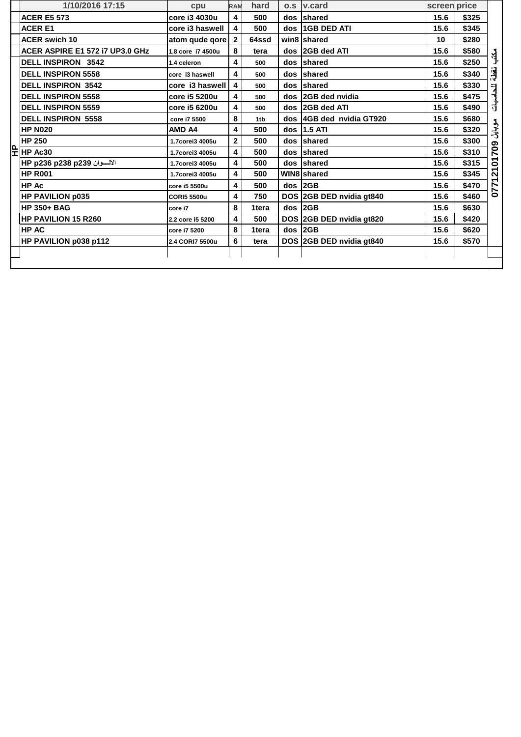| 1/10/2016 17:15 | cpu | RAM | hard | o.s | v.card | screen | price |
|---|---|---|---|---|---|---|---|
| ACER E5 573 | core i3 4030u | 4 | 500 | dos | shared | 15.6 | $325 |
| ACER E1 | core i3 haswell | 4 | 500 | dos | 1GB DED ATI | 15.6 | $345 |
| ACER swich 10 | atom qude qore | 2 | 64ssd | win8 | shared | 10 | $280 |
| ACER ASPIRE E1 572 i7 UP3.0 GHz | 1.8 core i7 4500u | 8 | tera | dos | 2GB ded ATI | 15.6 | $580 |
| DELL INSPIRON 3542 | 1.4 celeron | 4 | 500 | dos | shared | 15.6 | $250 |
| DELL INSPIRON 5558 | core i3 haswell | 4 | 500 | dos | shared | 15.6 | $340 |
| DELL INSPIRON 3542 | core i3 haswell | 4 | 500 | dos | shared | 15.6 | $330 |
| DELL INSPIRON 5558 | core i5 5200u | 4 | 500 | dos | 2GB ded nvidia | 15.6 | $475 |
| DELL INSPIRON 5559 | core i5 6200u | 4 | 500 | dos | 2GB ded ATI | 15.6 | $490 |
| DELL INSPIRON 5558 | core i7 5500 | 8 | 1tb | dos | 4GB ded nvidia GT920 | 15.6 | $680 |
| HP N020 | AMD A4 | 4 | 500 | dos | 1.5 ATI | 15.6 | $320 |
| HP 250 | 1.7corei3 4005u | 2 | 500 | dos | shared | 15.6 | $300 |
| HP Ac30 | 1.7corei3 4005u | 4 | 500 | dos | shared | 15.6 | $310 |
| HP p236 p238 p239 الالـــوان | 1.7corei3 4005u | 4 | 500 | dos | shared | 15.6 | $315 |
| HP R001 | 1.7corei3 4005u | 4 | 500 | WIN8 | shared | 15.6 | $345 |
| HP Ac | core i5 5500u | 4 | 500 | dos | 2GB | 15.6 | $470 |
| HP PAVILION p035 | CORI5 5500u | 4 | 750 | DOS | 2GB DED nvidia gt840 | 15.6 | $460 |
| HP 350+ BAG | core i7 | 8 | 1tera | dos | 2GB | 15.6 | $630 |
| HP PAVILION 15 R260 | 2.2 core i5 5200 | 4 | 500 | DOS | 2GB DED nvidia gt820 | 15.6 | $420 |
| HP AC | core i7 5200 | 8 | 1tera | dos | 2GB | 15.6 | $620 |
| HP PAVILION p038 p112 | 2.4 CORI7 5500u | 6 | tera | DOS | 2GB DED nvidia gt840 | 15.6 | $570 |

HP

مكتب نقطة الحاسبات موبايل 07712101709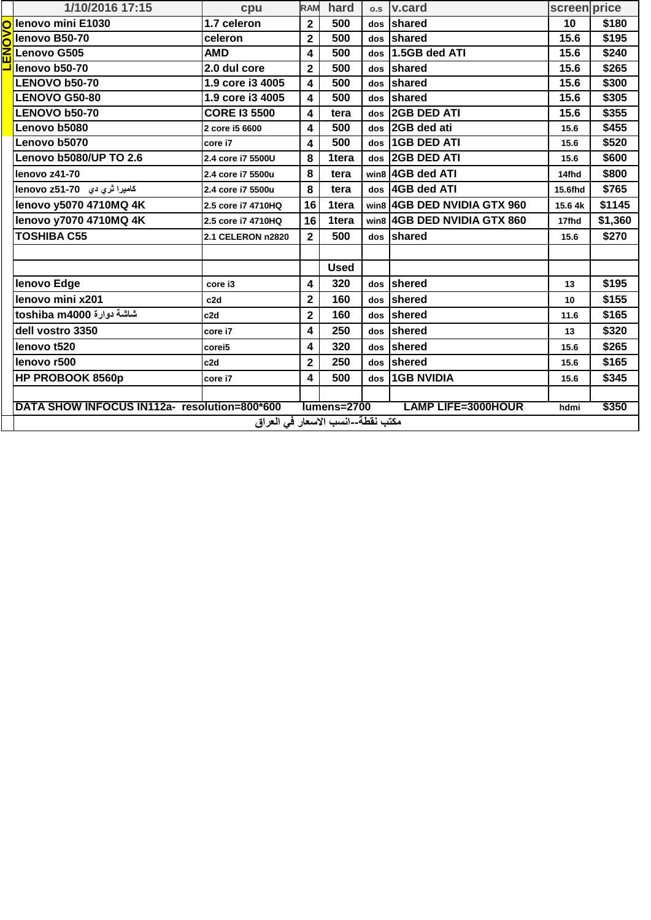| | 1/10/2016 17:15 | cpu | RAM | hard | o.s | v.card | screen | price |
|---|---|---|---|---|---|---|---|---|
| LENOVO | lenovo mini E1030 | 1.7 celeron | 2 | 500 | dos | shared | 10 | $180 |
| | lenovo B50-70 | celeron | 2 | 500 | dos | shared | 15.6 | $195 |
| | Lenovo G505 | AMD | 4 | 500 | dos | 1.5GB ded ATI | 15.6 | $240 |
| | lenovo b50-70 | 2.0 dul core | 2 | 500 | dos | shared | 15.6 | $265 |
| | LENOVO b50-70 | 1.9 core i3 4005 | 4 | 500 | dos | shared | 15.6 | $300 |
| | LENOVO G50-80 | 1.9 core i3 4005 | 4 | 500 | dos | shared | 15.6 | $305 |
| | LENOVO b50-70 | CORE I3 5500 | 4 | tera | dos | 2GB DED ATI | 15.6 | $355 |
| | Lenovo b5080 | 2 core i5 6600 | 4 | 500 | dos | 2GB ded ati | 15.6 | $455 |
| | Lenovo b5070 | core i7 | 4 | 500 | dos | 1GB DED ATI | 15.6 | $520 |
| | Lenovo b5080/UP TO 2.6 | 2.4 core i7 5500U | 8 | 1tera | dos | 2GB DED ATI | 15.6 | $600 |
| | lenovo z41-70 | 2.4 core i7 5500u | 8 | tera | win8 | 4GB ded ATI | 14fhd | $800 |
| | lenovo z51-70 كاميرا ثري دي | 2.4 core i7 5500u | 8 | tera | dos | 4GB ded ATI | 15.6fhd | $765 |
| | lenovo y5070 4710MQ 4K | 2.5 core i7 4710HQ | 16 | 1tera | win8 | 4GB DED NVIDIA GTX 960 | 15.6 4k | $1145 |
| | lenovo y7070 4710MQ 4K | 2.5 core i7 4710HQ | 16 | 1tera | win8 | 4GB DED NVIDIA GTX 860 | 17fhd | $1,360 |
| | TOSHIBA C55 | 2.1 CELERON n2820 | 2 | 500 | dos | shared | 15.6 | $270 |
| | | | | | | | | |
| | | | | Used | | | | |
| | lenovo Edge | core i3 | 4 | 320 | dos | shered | 13 | $195 |
| | lenovo mini x201 | c2d | 2 | 160 | dos | shered | 10 | $155 |
| | toshiba m4000 شاشة دوارة | c2d | 2 | 160 | dos | shered | 11.6 | $165 |
| | dell vostro 3350 | core i7 | 4 | 250 | dos | shered | 13 | $320 |
| | lenovo t520 | corei5 | 4 | 320 | dos | shered | 15.6 | $265 |
| | lenovo r500 | c2d | 2 | 250 | dos | shered | 15.6 | $165 |
| | HP PROBOOK 8560p | core i7 | 4 | 500 | dos | 1GB NVIDIA | 15.6 | $345 |
| | | | | | | | | |
| | DATA SHOW INFOCUS IN112a- resolution=800*600 lumens=2700 LAMP LIFE=3000HOUR | | | | | | hdmi | $350 |
| | مكتب نقطة--انسب الاسعار في العراق | | | | | | | |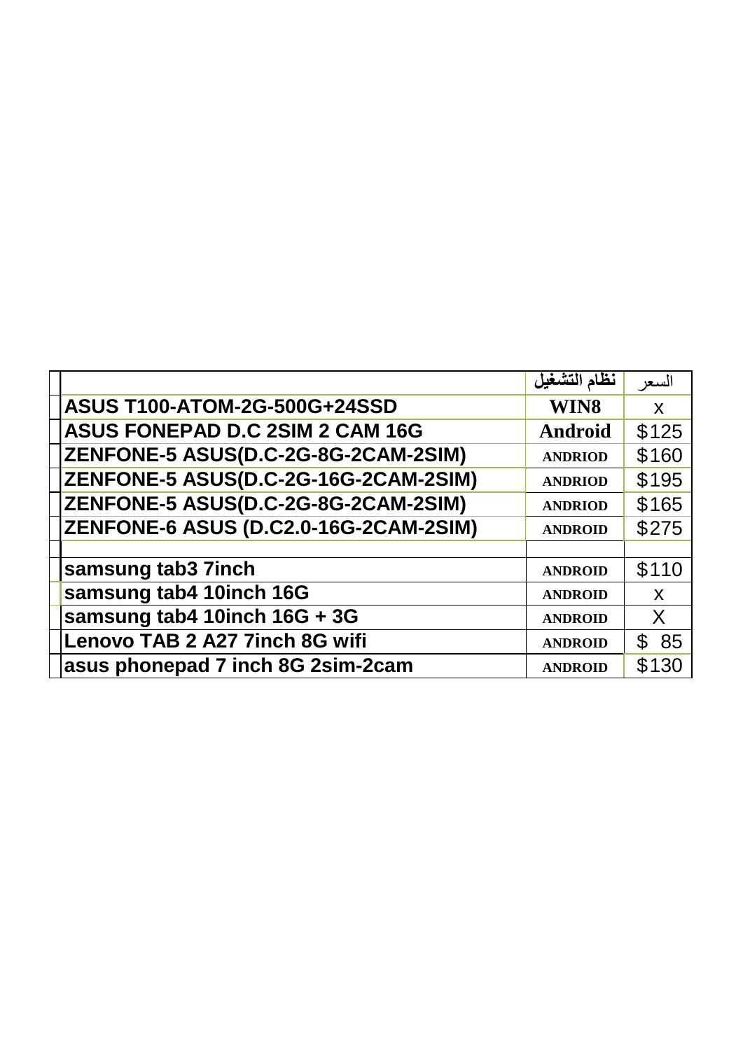| | | نظام التشغيل | السعر |
|---|---|---|---|
| | ASUS T100-ATOM-2G-500G+24SSD | WIN8 | x |
| | ASUS FONEPAD D.C 2SIM 2 CAM 16G | Android | $125 |
| | ZENFONE-5 ASUS(D.C-2G-8G-2CAM-2SIM) | ANDRIOD | $160 |
| | ZENFONE-5 ASUS(D.C-2G-16G-2CAM-2SIM) | ANDRIOD | $195 |
| | ZENFONE-5 ASUS(D.C-2G-8G-2CAM-2SIM) | ANDRIOD | $165 |
| | ZENFONE-6 ASUS (D.C2.0-16G-2CAM-2SIM) | ANDROID | $275 |
| | | | |
| | samsung tab3 7inch | ANDROID | $110 |
| | samsung tab4 10inch 16G | ANDROID | x |
| | samsung tab4 10inch 16G + 3G | ANDROID | X |
| | Lenovo TAB 2 A27 7inch 8G wifi | ANDROID | $ 85 |
| | asus phonepad 7 inch 8G 2sim-2cam | ANDROID | $130 |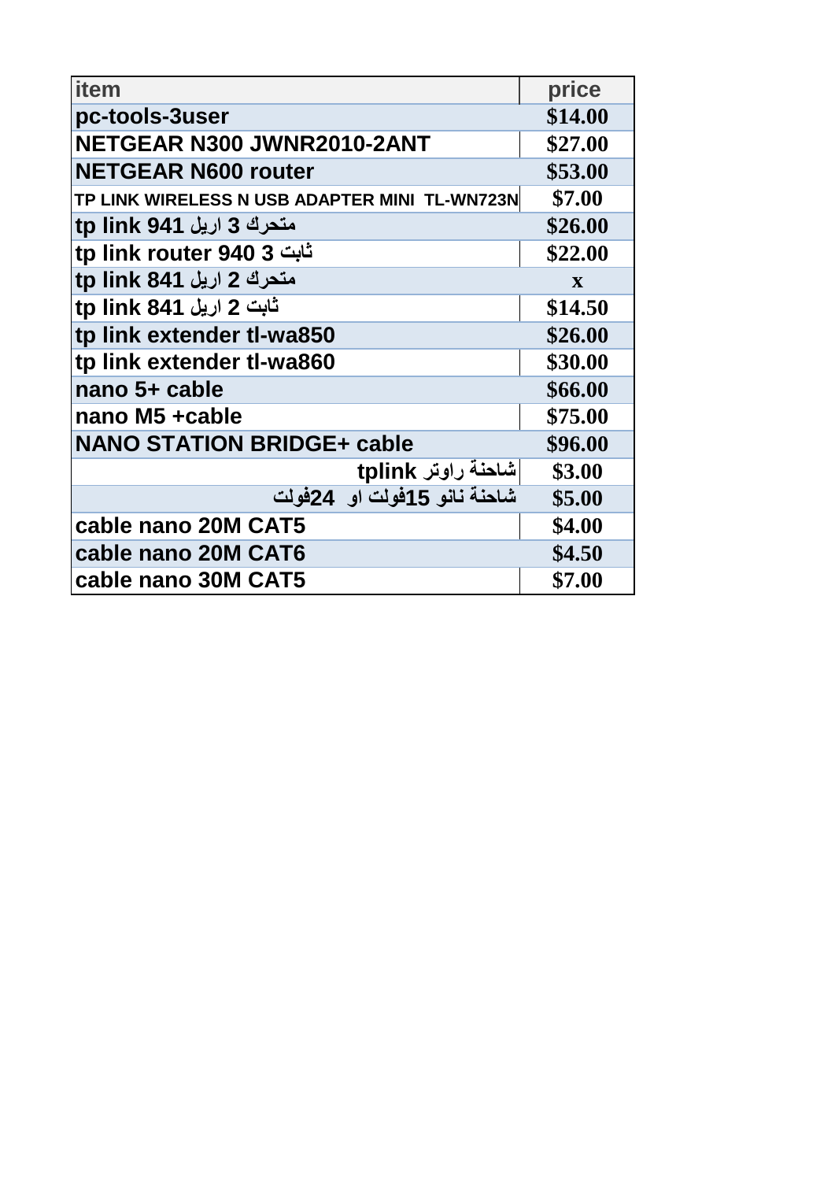| item | price |
| --- | --- |
| pc-tools-3user | $14.00 |
| NETGEAR N300 JWNR2010-2ANT | $27.00 |
| NETGEAR N600 router | $53.00 |
| TP LINK WIRELESS N USB ADAPTER MINI TL-WN723N | $7.00 |
| tp link 941 متحرك 3 اريل | $26.00 |
| tp link router 940 3 ثابت | $22.00 |
| tp link 841 متحرك 2 اريل | x |
| tp link 841 ثابت 2 اريل | $14.50 |
| tp link extender tl-wa850 | $26.00 |
| tp link extender tl-wa860 | $30.00 |
| nano 5+ cable | $66.00 |
| nano M5 +cable | $75.00 |
| NANO STATION BRIDGE+ cable | $96.00 |
| شاحنة راوتر tplink | $3.00 |
| شاحنة نانو 15فولت او 24فولت | $5.00 |
| cable nano 20M CAT5 | $4.00 |
| cable nano 20M CAT6 | $4.50 |
| cable nano 30M CAT5 | $7.00 |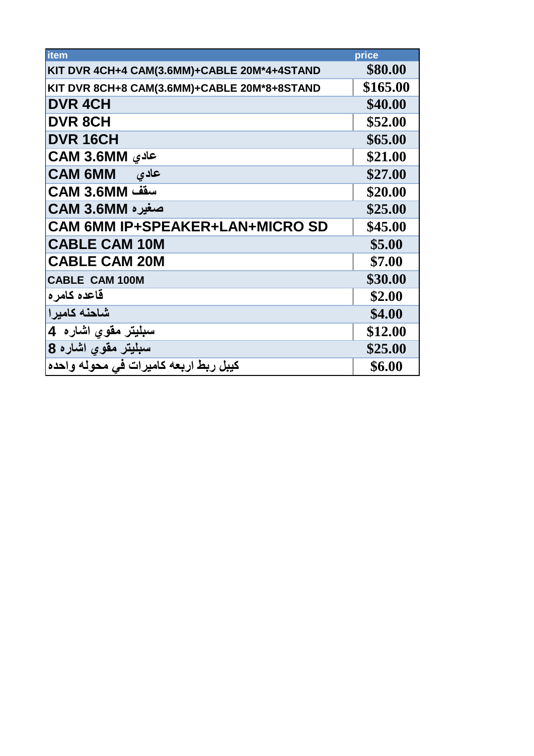| item | price |
| --- | --- |
| KIT DVR 4CH+4 CAM(3.6MM)+CABLE 20M*4+4STAND | $80.00 |
| KIT DVR 8CH+8 CAM(3.6MM)+CABLE 20M*8+8STAND | $165.00 |
| DVR 4CH | $40.00 |
| DVR 8CH | $52.00 |
| DVR 16CH | $65.00 |
| CAM 3.6MM عادي | $21.00 |
| CAM 6MM عادي | $27.00 |
| CAM 3.6MM سقف | $20.00 |
| CAM 3.6MM صغيره | $25.00 |
| CAM 6MM IP+SPEAKER+LAN+MICRO SD | $45.00 |
| CABLE CAM 10M | $5.00 |
| CABLE CAM 20M | $7.00 |
| CABLE CAM 100M | $30.00 |
| قاعده كامره | $2.00 |
| شاحنه كاميرا | $4.00 |
| سبليتر مقوي اشاره 4 | $12.00 |
| سبليتر مقوي اشاره 8 | $25.00 |
| كيبل ربط اربعه كاميرات في محوله واحده | $6.00 |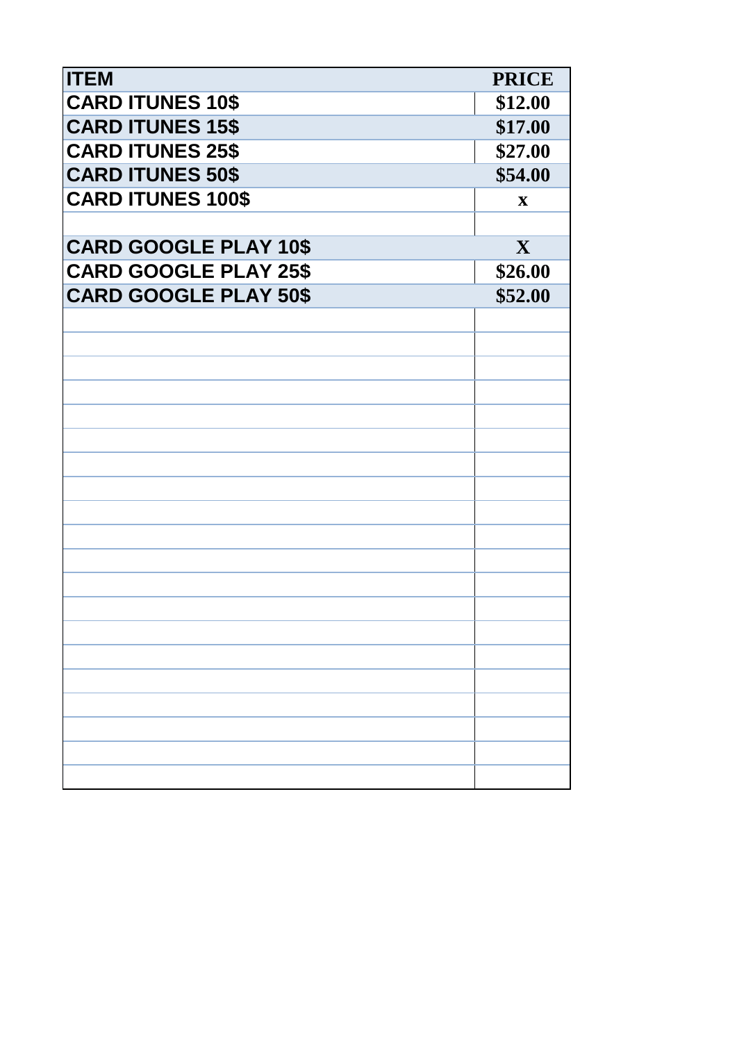| ITEM | PRICE |
| --- | --- |
| CARD ITUNES 10$ | $12.00 |
| CARD ITUNES 15$ | $17.00 |
| CARD ITUNES 25$ | $27.00 |
| CARD ITUNES 50$ | $54.00 |
| CARD ITUNES 100$ | x |
| | |
| CARD GOOGLE PLAY 10$ | X |
| CARD GOOGLE PLAY 25$ | $26.00 |
| CARD GOOGLE PLAY 50$ | $52.00 |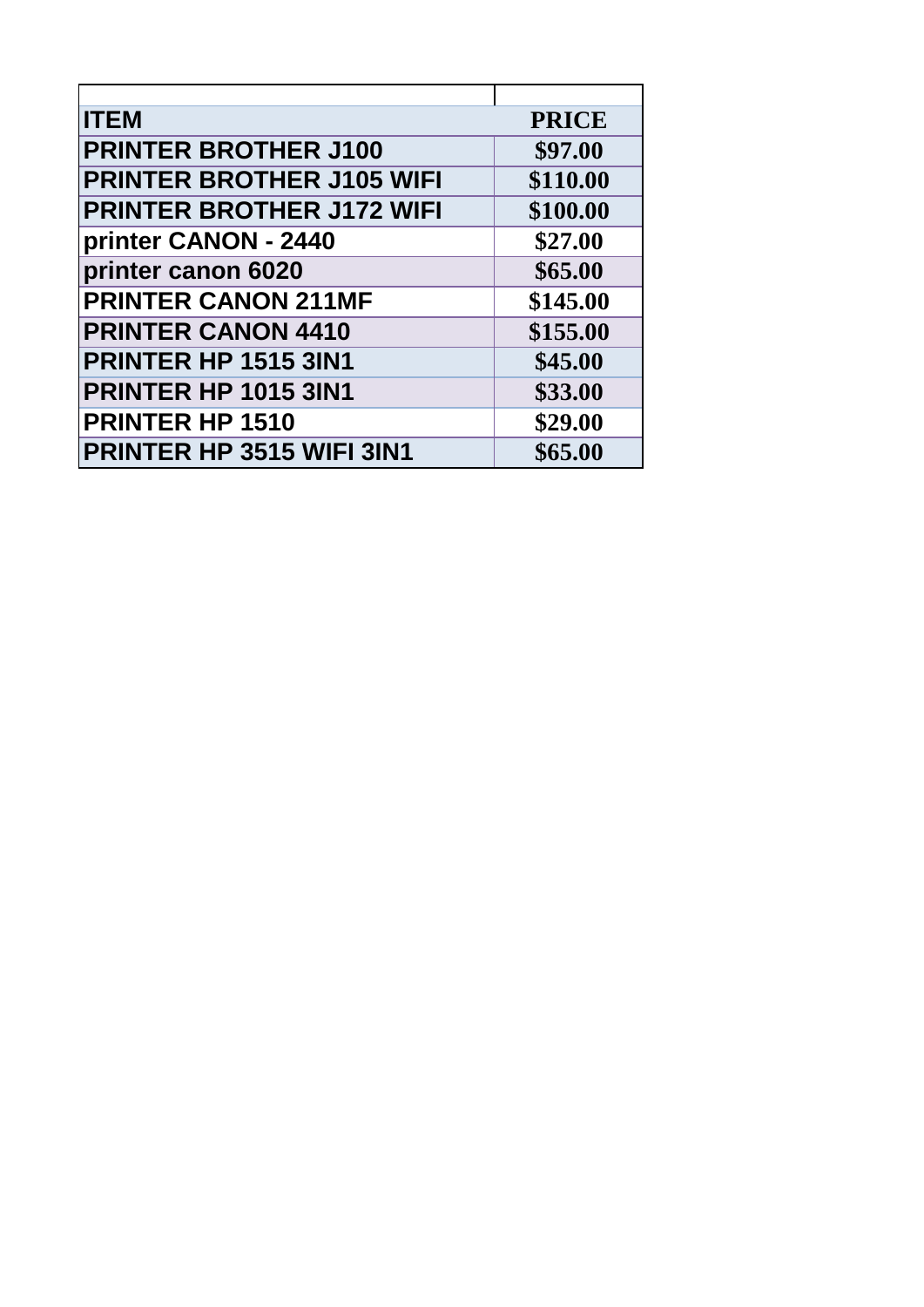| ITEM | PRICE |
| --- | --- |
| PRINTER BROTHER J100 | $97.00 |
| PRINTER BROTHER J105 WIFI | $110.00 |
| PRINTER BROTHER J172 WIFI | $100.00 |
| printer CANON - 2440 | $27.00 |
| printer canon 6020 | $65.00 |
| PRINTER CANON 211MF | $145.00 |
| PRINTER CANON 4410 | $155.00 |
| PRINTER HP 1515 3IN1 | $45.00 |
| PRINTER HP 1015 3IN1 | $33.00 |
| PRINTER HP 1510 | $29.00 |
| PRINTER HP 3515 WIFI 3IN1 | $65.00 |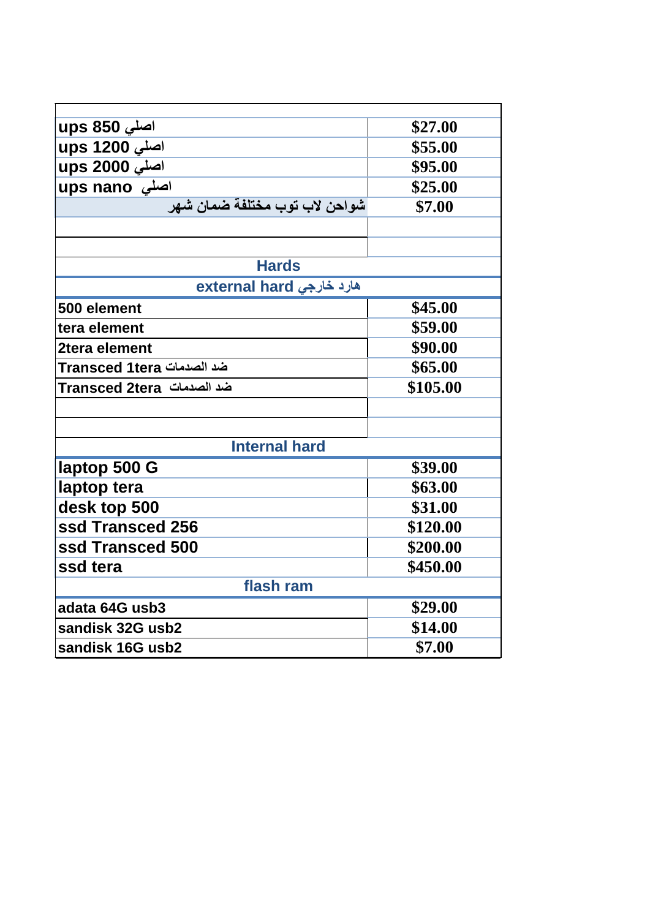| | |
|---|---|
| ups 850 اصلي | $27.00 |
| ups 1200 اصلي | $55.00 |
| ups 2000 اصلي | $95.00 |
| ups nano اصلي | $25.00 |
| شواحن لاب توب مختلفة ضمان شهر | $7.00 |
| | |
| | |
| **Hards** | |
| **external hard هارد خارجي** | |
| 500 element | $45.00 |
| tera element | $59.00 |
| 2tera element | $90.00 |
| Transced 1tera ضد الصدمات | $65.00 |
| Transced 2tera ضد الصدمات | $105.00 |
| | |
| | |
| **Internal hard** | |
| laptop 500 G | $39.00 |
| laptop tera | $63.00 |
| desk top 500 | $31.00 |
| ssd Transced 256 | $120.00 |
| ssd Transced 500 | $200.00 |
| ssd tera | $450.00 |
| **flash ram** | |
| adata 64G usb3 | $29.00 |
| sandisk 32G usb2 | $14.00 |
| sandisk 16G usb2 | $7.00 |